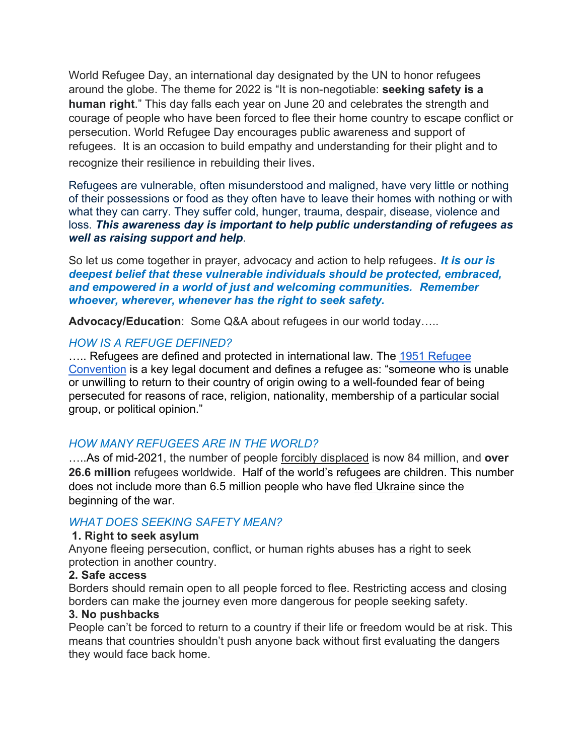World Refugee Day, an international day designated by the UN to honor refugees around the globe. The theme for 2022 is "It is non-negotiable: **seeking safety is a human right**." This day falls each year on June 20 and celebrates the strength and courage of people who have been forced to flee their home country to escape conflict or persecution. World Refugee Day encourages public awareness and support of refugees. It is an occasion to build empathy and understanding for their plight and to recognize their resilience in rebuilding their lives.

Refugees are vulnerable, often misunderstood and maligned, have very little or nothing of their possessions or food as they often have to leave their homes with nothing or with what they can carry. They suffer cold, hunger, trauma, despair, disease, violence and loss. ***This awareness day is important to help public understanding of refugees as well as raising support and help***.

So let us come together in prayer, advocacy and action to help refugees**.** ***It is our is deepest belief that these vulnerable individuals should be protected, embraced, and empowered in a world of just and welcoming communities. Remember whoever, wherever, whenever has the right to seek safety.***

**Advocacy/Education**: Some Q&A about refugees in our world today…..

*HOW IS A REFUGE DEFINED?*

….. Refugees are defined and protected in international law. The 1951 Refugee Convention is a key legal document and defines a refugee as: "someone who is unable or unwilling to return to their country of origin owing to a well-founded fear of being persecuted for reasons of race, religion, nationality, membership of a particular social group, or political opinion."

*HOW MANY REFUGEES ARE IN THE WORLD?*

…..As of mid-2021, the number of people forcibly displaced is now 84 million, and **over 26.6 million** refugees worldwide. Half of the world's refugees are children. This number does not include more than 6.5 million people who have fled Ukraine since the beginning of the war.

*WHAT DOES SEEKING SAFETY MEAN?*

**1. Right to seek asylum**

Anyone fleeing persecution, conflict, or human rights abuses has a right to seek protection in another country.

**2. Safe access**

Borders should remain open to all people forced to flee. Restricting access and closing borders can make the journey even more dangerous for people seeking safety.

**3. No pushbacks**

People can't be forced to return to a country if their life or freedom would be at risk. This means that countries shouldn't push anyone back without first evaluating the dangers they would face back home.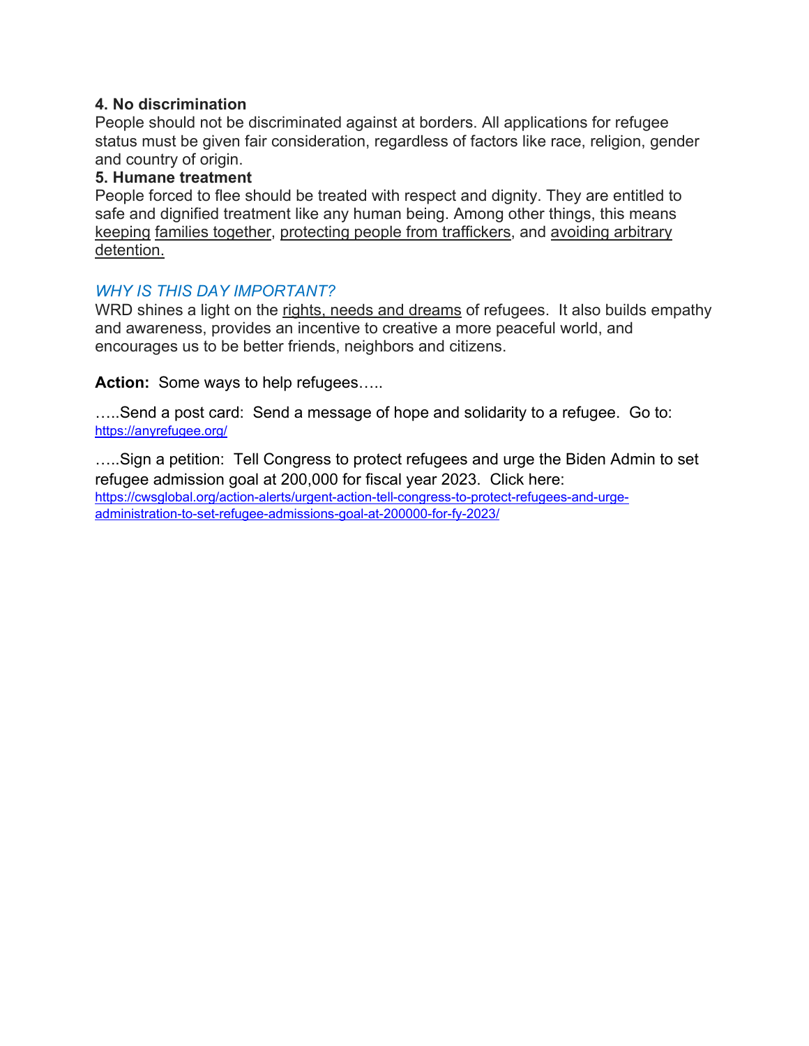**4. No discrimination**

People should not be discriminated against at borders. All applications for refugee status must be given fair consideration, regardless of factors like race, religion, gender and country of origin.

**5. Humane treatment**

People forced to flee should be treated with respect and dignity. They are entitled to safe and dignified treatment like any human being. Among other things, this means keeping families together, protecting people from traffickers, and avoiding arbitrary detention.

*WHY IS THIS DAY IMPORTANT?*

WRD shines a light on the rights, needs and dreams of refugees. It also builds empathy and awareness, provides an incentive to creative a more peaceful world, and encourages us to be better friends, neighbors and citizens.

**Action:** Some ways to help refugees…..

…..Send a post card: Send a message of hope and solidarity to a refugee. Go to: https://anyrefugee.org/

…..Sign a petition: Tell Congress to protect refugees and urge the Biden Admin to set refugee admission goal at 200,000 for fiscal year 2023. Click here: https://cwsglobal.org/action-alerts/urgent-action-tell-congress-to-protect-refugees-and-urge-administration-to-set-refugee-admissions-goal-at-200000-for-fy-2023/